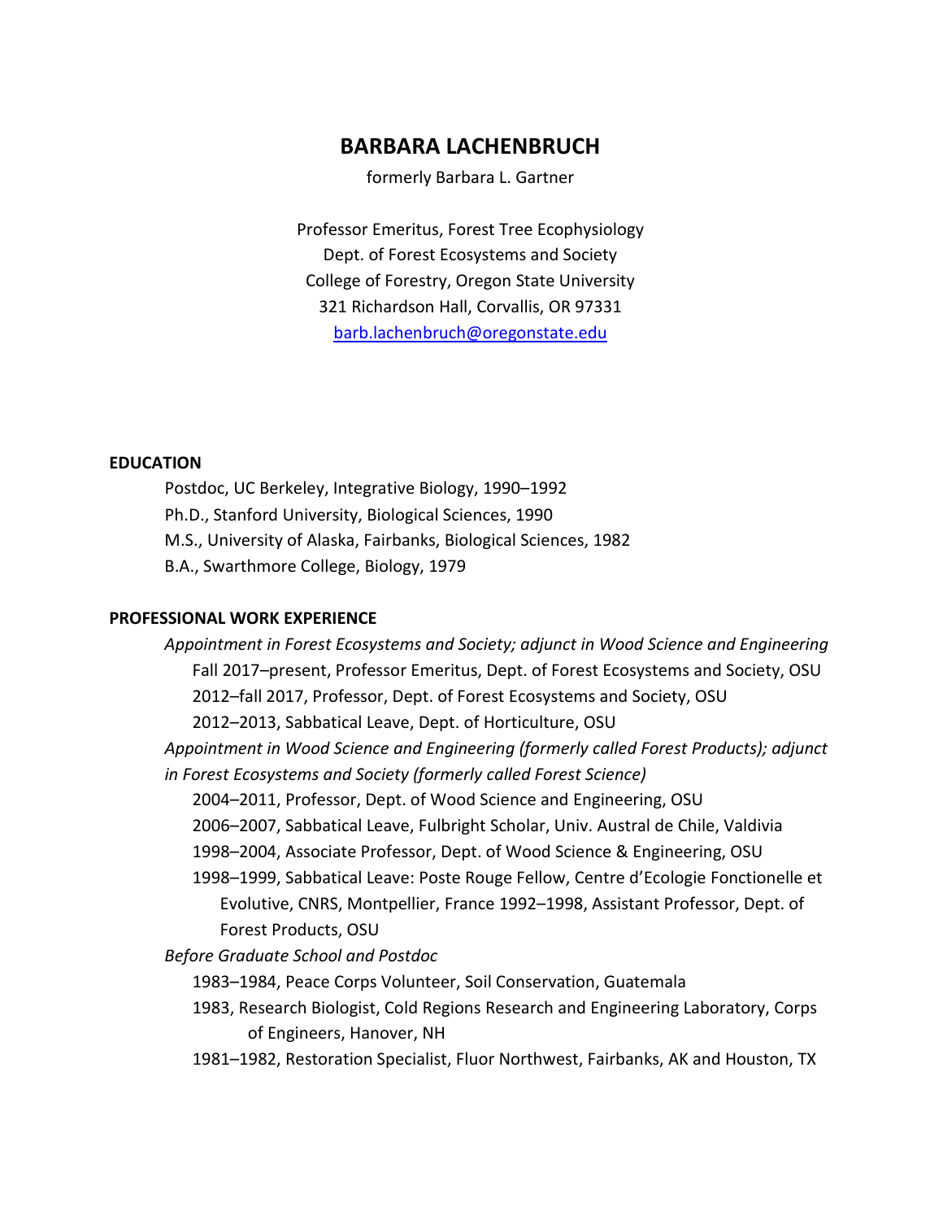# BARBARA LACHENBRUCH

formerly Barbara L. Gartner

Professor Emeritus, Forest Tree Ecophysiology
Dept. of Forest Ecosystems and Society
College of Forestry, Oregon State University
321 Richardson Hall, Corvallis, OR 97331
barb.lachenbruch@oregonstate.edu

## EDUCATION

Postdoc, UC Berkeley, Integrative Biology, 1990–1992
Ph.D., Stanford University, Biological Sciences, 1990
M.S., University of Alaska, Fairbanks, Biological Sciences, 1982
B.A., Swarthmore College, Biology, 1979

## PROFESSIONAL WORK EXPERIENCE

*Appointment in Forest Ecosystems and Society; adjunct in Wood Science and Engineering*

Fall 2017–present, Professor Emeritus, Dept. of Forest Ecosystems and Society, OSU
2012–fall 2017, Professor, Dept. of Forest Ecosystems and Society, OSU
2012–2013, Sabbatical Leave, Dept. of Horticulture, OSU

*Appointment in Wood Science and Engineering (formerly called Forest Products); adjunct in Forest Ecosystems and Society (formerly called Forest Science)*

2004–2011, Professor, Dept. of Wood Science and Engineering, OSU
2006–2007, Sabbatical Leave, Fulbright Scholar, Univ. Austral de Chile, Valdivia
1998–2004, Associate Professor, Dept. of Wood Science & Engineering, OSU
1998–1999, Sabbatical Leave: Poste Rouge Fellow, Centre d'Ecologie Fonctionelle et Evolutive, CNRS, Montpellier, France 1992–1998, Assistant Professor, Dept. of Forest Products, OSU

*Before Graduate School and Postdoc*

1983–1984, Peace Corps Volunteer, Soil Conservation, Guatemala
1983, Research Biologist, Cold Regions Research and Engineering Laboratory, Corps of Engineers, Hanover, NH
1981–1982, Restoration Specialist, Fluor Northwest, Fairbanks, AK and Houston, TX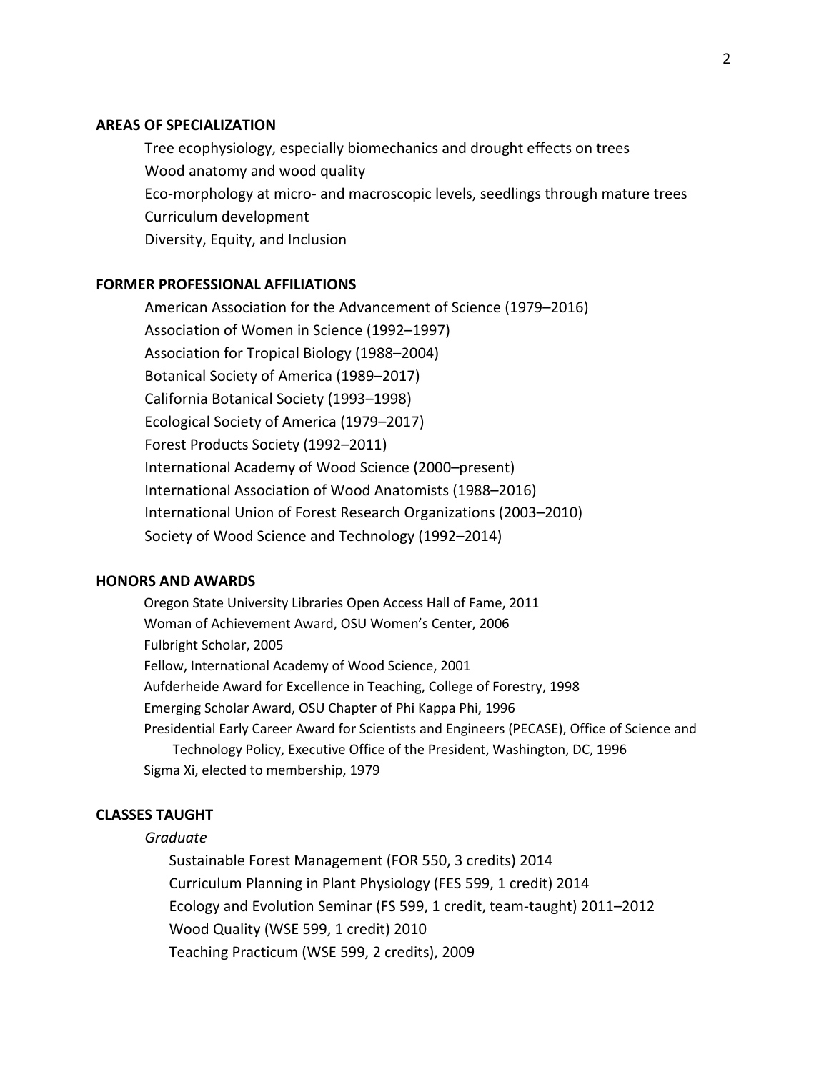## AREAS OF SPECIALIZATION

Tree ecophysiology, especially biomechanics and drought effects on trees
Wood anatomy and wood quality
Eco-morphology at micro- and macroscopic levels, seedlings through mature trees
Curriculum development
Diversity, Equity, and Inclusion

## FORMER PROFESSIONAL AFFILIATIONS

American Association for the Advancement of Science (1979–2016)
Association of Women in Science (1992–1997)
Association for Tropical Biology (1988–2004)
Botanical Society of America (1989–2017)
California Botanical Society (1993–1998)
Ecological Society of America (1979–2017)
Forest Products Society (1992–2011)
International Academy of Wood Science (2000–present)
International Association of Wood Anatomists (1988–2016)
International Union of Forest Research Organizations (2003–2010)
Society of Wood Science and Technology (1992–2014)

## HONORS AND AWARDS

Oregon State University Libraries Open Access Hall of Fame, 2011
Woman of Achievement Award, OSU Women's Center, 2006
Fulbright Scholar, 2005
Fellow, International Academy of Wood Science, 2001
Aufderheide Award for Excellence in Teaching, College of Forestry, 1998
Emerging Scholar Award, OSU Chapter of Phi Kappa Phi, 1996
Presidential Early Career Award for Scientists and Engineers (PECASE), Office of Science and Technology Policy, Executive Office of the President, Washington, DC, 1996
Sigma Xi, elected to membership, 1979

## CLASSES TAUGHT

*Graduate*

Sustainable Forest Management (FOR 550, 3 credits) 2014
Curriculum Planning in Plant Physiology (FES 599, 1 credit) 2014
Ecology and Evolution Seminar (FS 599, 1 credit, team-taught) 2011–2012
Wood Quality (WSE 599, 1 credit) 2010
Teaching Practicum (WSE 599, 2 credits), 2009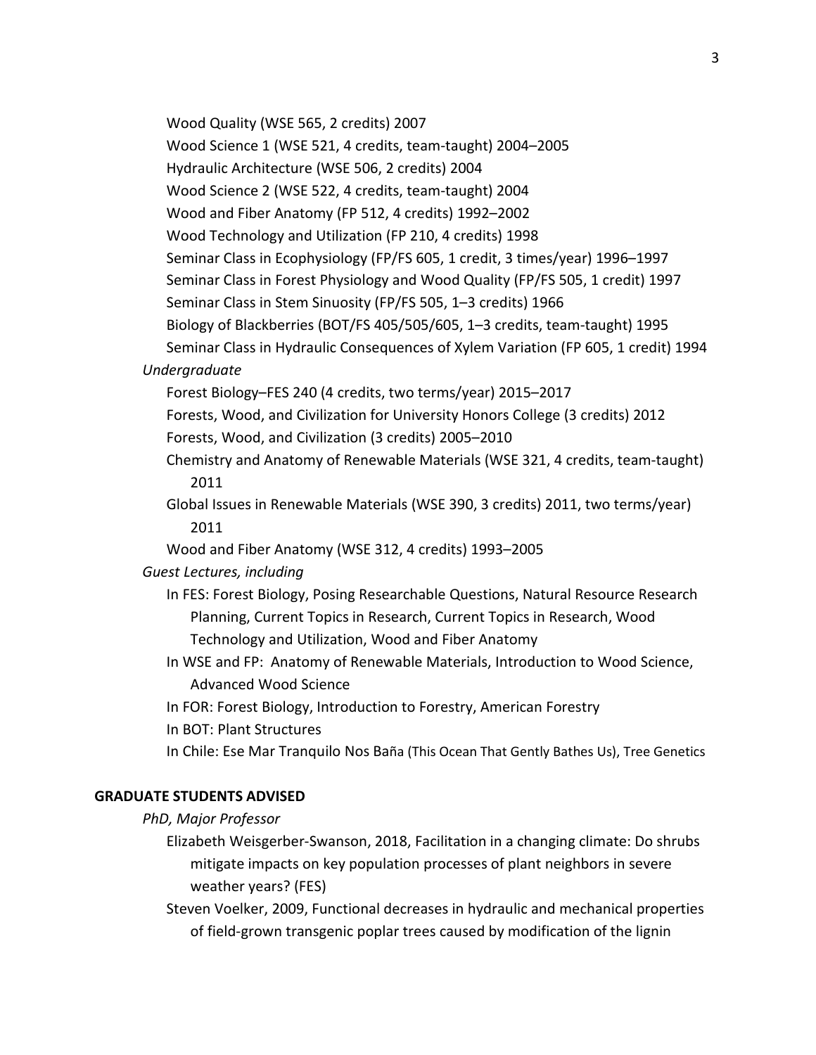Wood Quality (WSE 565, 2 credits) 2007

Wood Science 1 (WSE 521, 4 credits, team-taught) 2004–2005

Hydraulic Architecture (WSE 506, 2 credits) 2004

Wood Science 2 (WSE 522, 4 credits, team-taught) 2004

Wood and Fiber Anatomy (FP 512, 4 credits) 1992–2002

Wood Technology and Utilization (FP 210, 4 credits) 1998

Seminar Class in Ecophysiology (FP/FS 605, 1 credit, 3 times/year) 1996–1997

Seminar Class in Forest Physiology and Wood Quality (FP/FS 505, 1 credit) 1997

Seminar Class in Stem Sinuosity (FP/FS 505, 1–3 credits) 1966

Biology of Blackberries (BOT/FS 405/505/605, 1–3 credits, team-taught) 1995

Seminar Class in Hydraulic Consequences of Xylem Variation (FP 605, 1 credit) 1994

*Undergraduate*

Forest Biology–FES 240 (4 credits, two terms/year) 2015–2017

Forests, Wood, and Civilization for University Honors College (3 credits) 2012

Forests, Wood, and Civilization (3 credits) 2005–2010

Chemistry and Anatomy of Renewable Materials (WSE 321, 4 credits, team-taught) 2011

Global Issues in Renewable Materials (WSE 390, 3 credits) 2011, two terms/year) 2011

Wood and Fiber Anatomy (WSE 312, 4 credits) 1993–2005

*Guest Lectures, including*

In FES: Forest Biology, Posing Researchable Questions, Natural Resource Research Planning, Current Topics in Research, Current Topics in Research, Wood Technology and Utilization, Wood and Fiber Anatomy

In WSE and FP: Anatomy of Renewable Materials, Introduction to Wood Science, Advanced Wood Science

In FOR: Forest Biology, Introduction to Forestry, American Forestry

In BOT: Plant Structures

In Chile: Ese Mar Tranquilo Nos Baña (This Ocean That Gently Bathes Us), Tree Genetics

## GRADUATE STUDENTS ADVISED

*PhD, Major Professor*

Elizabeth Weisgerber-Swanson, 2018, Facilitation in a changing climate: Do shrubs mitigate impacts on key population processes of plant neighbors in severe weather years? (FES)

Steven Voelker, 2009, Functional decreases in hydraulic and mechanical properties of field-grown transgenic poplar trees caused by modification of the lignin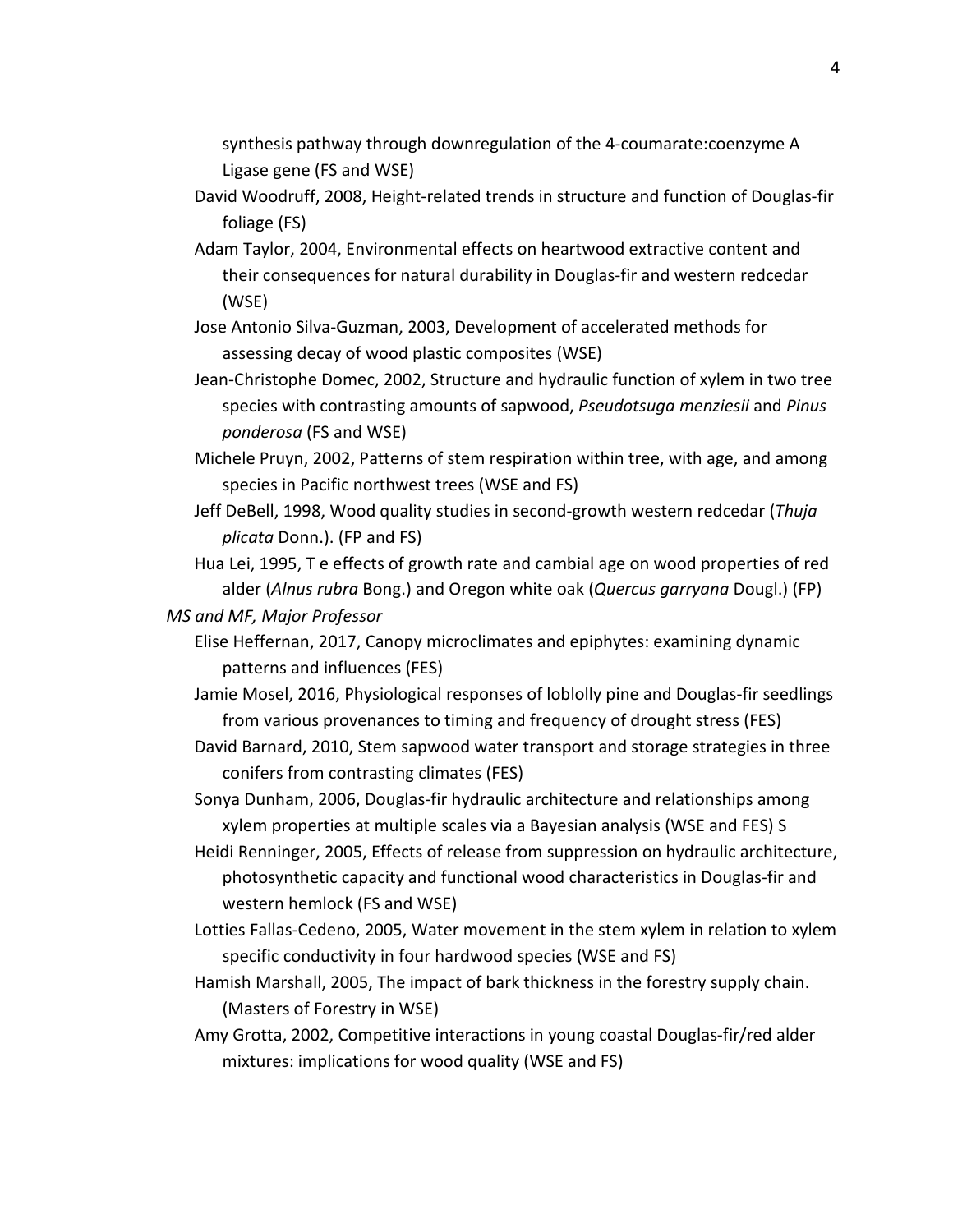synthesis pathway through downregulation of the 4-coumarate:coenzyme A Ligase gene (FS and WSE)

David Woodruff, 2008, Height-related trends in structure and function of Douglas-fir foliage (FS)

Adam Taylor, 2004, Environmental effects on heartwood extractive content and their consequences for natural durability in Douglas-fir and western redcedar (WSE)

Jose Antonio Silva-Guzman, 2003, Development of accelerated methods for assessing decay of wood plastic composites (WSE)

Jean-Christophe Domec, 2002, Structure and hydraulic function of xylem in two tree species with contrasting amounts of sapwood, *Pseudotsuga menziesii* and *Pinus ponderosa* (FS and WSE)

Michele Pruyn, 2002, Patterns of stem respiration within tree, with age, and among species in Pacific northwest trees (WSE and FS)

Jeff DeBell, 1998, Wood quality studies in second-growth western redcedar (*Thuja plicata* Donn.). (FP and FS)

Hua Lei, 1995, T e effects of growth rate and cambial age on wood properties of red alder (*Alnus rubra* Bong.) and Oregon white oak (*Quercus garryana* Dougl.) (FP)

*MS and MF, Major Professor*

Elise Heffernan, 2017, Canopy microclimates and epiphytes: examining dynamic patterns and influences (FES)

Jamie Mosel, 2016, Physiological responses of loblolly pine and Douglas-fir seedlings from various provenances to timing and frequency of drought stress (FES)

David Barnard, 2010, Stem sapwood water transport and storage strategies in three conifers from contrasting climates (FES)

Sonya Dunham, 2006, Douglas-fir hydraulic architecture and relationships among xylem properties at multiple scales via a Bayesian analysis (WSE and FES) S

Heidi Renninger, 2005, Effects of release from suppression on hydraulic architecture, photosynthetic capacity and functional wood characteristics in Douglas-fir and western hemlock (FS and WSE)

Lotties Fallas-Cedeno, 2005, Water movement in the stem xylem in relation to xylem specific conductivity in four hardwood species (WSE and FS)

Hamish Marshall, 2005, The impact of bark thickness in the forestry supply chain. (Masters of Forestry in WSE)

Amy Grotta, 2002, Competitive interactions in young coastal Douglas-fir/red alder mixtures: implications for wood quality (WSE and FS)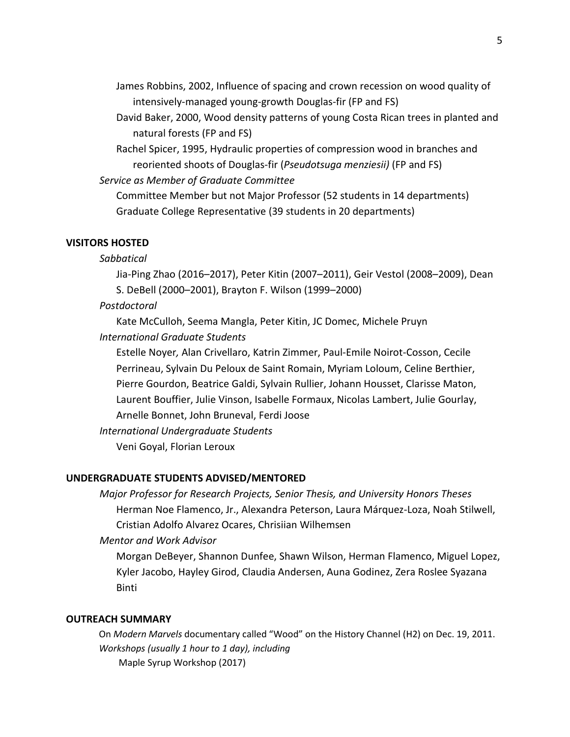James Robbins, 2002, Influence of spacing and crown recession on wood quality of intensively-managed young-growth Douglas-fir (FP and FS)

David Baker, 2000, Wood density patterns of young Costa Rican trees in planted and natural forests (FP and FS)

Rachel Spicer, 1995, Hydraulic properties of compression wood in branches and reoriented shoots of Douglas-fir (*Pseudotsuga menziesii)* (FP and FS)

*Service as Member of Graduate Committee*

Committee Member but not Major Professor (52 students in 14 departments)

Graduate College Representative (39 students in 20 departments)

## VISITORS HOSTED

*Sabbatical*

Jia-Ping Zhao (2016–2017), Peter Kitin (2007–2011), Geir Vestol (2008–2009), Dean S. DeBell (2000–2001), Brayton F. Wilson (1999–2000)

*Postdoctoral*

Kate McCulloh, Seema Mangla, Peter Kitin, JC Domec, Michele Pruyn

*International Graduate Students*

Estelle Noyer*,* Alan Crivellaro, Katrin Zimmer, Paul-Emile Noirot-Cosson, Cecile Perrineau, Sylvain Du Peloux de Saint Romain, Myriam Loloum, Celine Berthier, Pierre Gourdon, Beatrice Galdi, Sylvain Rullier, Johann Housset, Clarisse Maton, Laurent Bouffier, Julie Vinson, Isabelle Formaux, Nicolas Lambert, Julie Gourlay, Arnelle Bonnet, John Bruneval, Ferdi Joose

*International Undergraduate Students*

Veni Goyal, Florian Leroux

## UNDERGRADUATE STUDENTS ADVISED/MENTORED

*Major Professor for Research Projects, Senior Thesis, and University Honors Theses*

Herman Noe Flamenco, Jr., Alexandra Peterson, Laura Márquez-Loza, Noah Stilwell, Cristian Adolfo Alvarez Ocares, Chrisiian Wilhemsen

*Mentor and Work Advisor*

Morgan DeBeyer, Shannon Dunfee, Shawn Wilson, Herman Flamenco, Miguel Lopez, Kyler Jacobo, Hayley Girod, Claudia Andersen, Auna Godinez, Zera Roslee Syazana Binti

## OUTREACH SUMMARY

On *Modern Marvels* documentary called "Wood" on the History Channel (H2) on Dec. 19, 2011.

*Workshops (usually 1 hour to 1 day), including*

Maple Syrup Workshop (2017)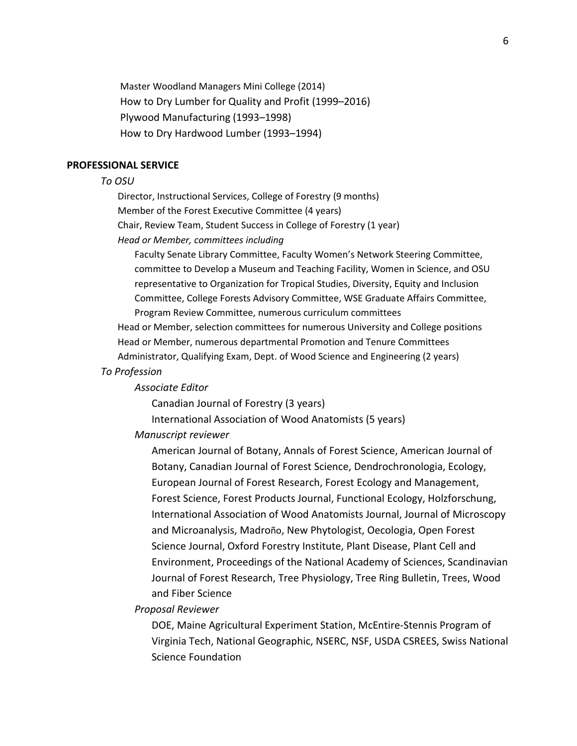Master Woodland Managers Mini College (2014)
How to Dry Lumber for Quality and Profit (1999–2016)
Plywood Manufacturing (1993–1998)
How to Dry Hardwood Lumber (1993–1994)

**PROFESSIONAL SERVICE**

*To OSU*

Director, Instructional Services, College of Forestry (9 months)
Member of the Forest Executive Committee (4 years)
Chair, Review Team, Student Success in College of Forestry (1 year)
*Head or Member, committees including*

Faculty Senate Library Committee, Faculty Women's Network Steering Committee, committee to Develop a Museum and Teaching Facility, Women in Science, and OSU representative to Organization for Tropical Studies, Diversity, Equity and Inclusion Committee, College Forests Advisory Committee, WSE Graduate Affairs Committee, Program Review Committee, numerous curriculum committees

Head or Member, selection committees for numerous University and College positions
Head or Member, numerous departmental Promotion and Tenure Committees
Administrator, Qualifying Exam, Dept. of Wood Science and Engineering (2 years)

*To Profession*

*Associate Editor*

Canadian Journal of Forestry (3 years)
International Association of Wood Anatomists (5 years)

*Manuscript reviewer*

American Journal of Botany, Annals of Forest Science, American Journal of Botany, Canadian Journal of Forest Science, Dendrochronologia, Ecology, European Journal of Forest Research, Forest Ecology and Management, Forest Science, Forest Products Journal, Functional Ecology, Holzforschung, International Association of Wood Anatomists Journal, Journal of Microscopy and Microanalysis, Madroño, New Phytologist, Oecologia, Open Forest Science Journal, Oxford Forestry Institute, Plant Disease, Plant Cell and Environment, Proceedings of the National Academy of Sciences, Scandinavian Journal of Forest Research, Tree Physiology, Tree Ring Bulletin, Trees, Wood and Fiber Science

*Proposal Reviewer*

DOE, Maine Agricultural Experiment Station, McEntire-Stennis Program of Virginia Tech, National Geographic, NSERC, NSF, USDA CSREES, Swiss National Science Foundation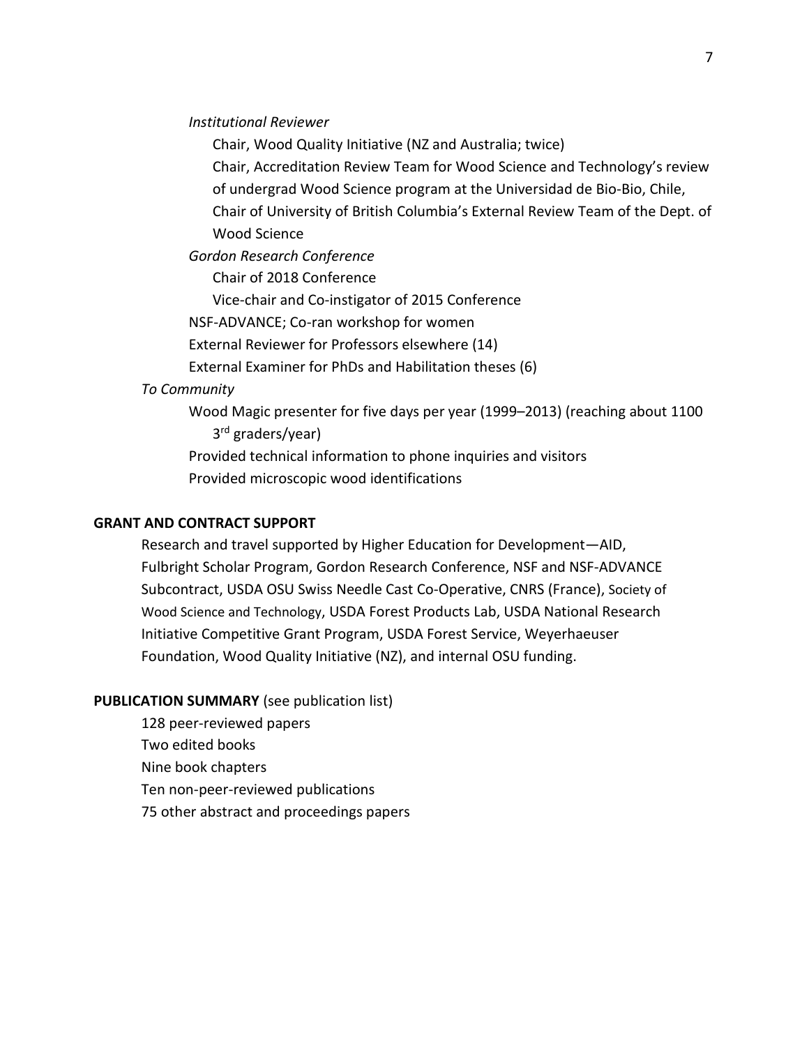*Institutional Reviewer*

- Chair, Wood Quality Initiative (NZ and Australia; twice)
- Chair, Accreditation Review Team for Wood Science and Technology's review of undergrad Wood Science program at the Universidad de Bio-Bio, Chile,
- Chair of University of British Columbia's External Review Team of the Dept. of Wood Science

*Gordon Research Conference*

- Chair of 2018 Conference
- Vice-chair and Co-instigator of 2015 Conference

NSF-ADVANCE; Co-ran workshop for women

External Reviewer for Professors elsewhere (14)

External Examiner for PhDs and Habilitation theses (6)

*To Community*

Wood Magic presenter for five days per year (1999–2013) (reaching about 1100 3rd graders/year)

Provided technical information to phone inquiries and visitors

Provided microscopic wood identifications

**GRANT AND CONTRACT SUPPORT**

Research and travel supported by Higher Education for Development—AID, Fulbright Scholar Program, Gordon Research Conference, NSF and NSF-ADVANCE Subcontract, USDA OSU Swiss Needle Cast Co-Operative, CNRS (France), Society of Wood Science and Technology, USDA Forest Products Lab, USDA National Research Initiative Competitive Grant Program, USDA Forest Service, Weyerhaeuser Foundation, Wood Quality Initiative (NZ), and internal OSU funding.

**PUBLICATION SUMMARY** (see publication list)

128 peer-reviewed papers

Two edited books

Nine book chapters

Ten non-peer-reviewed publications

75 other abstract and proceedings papers